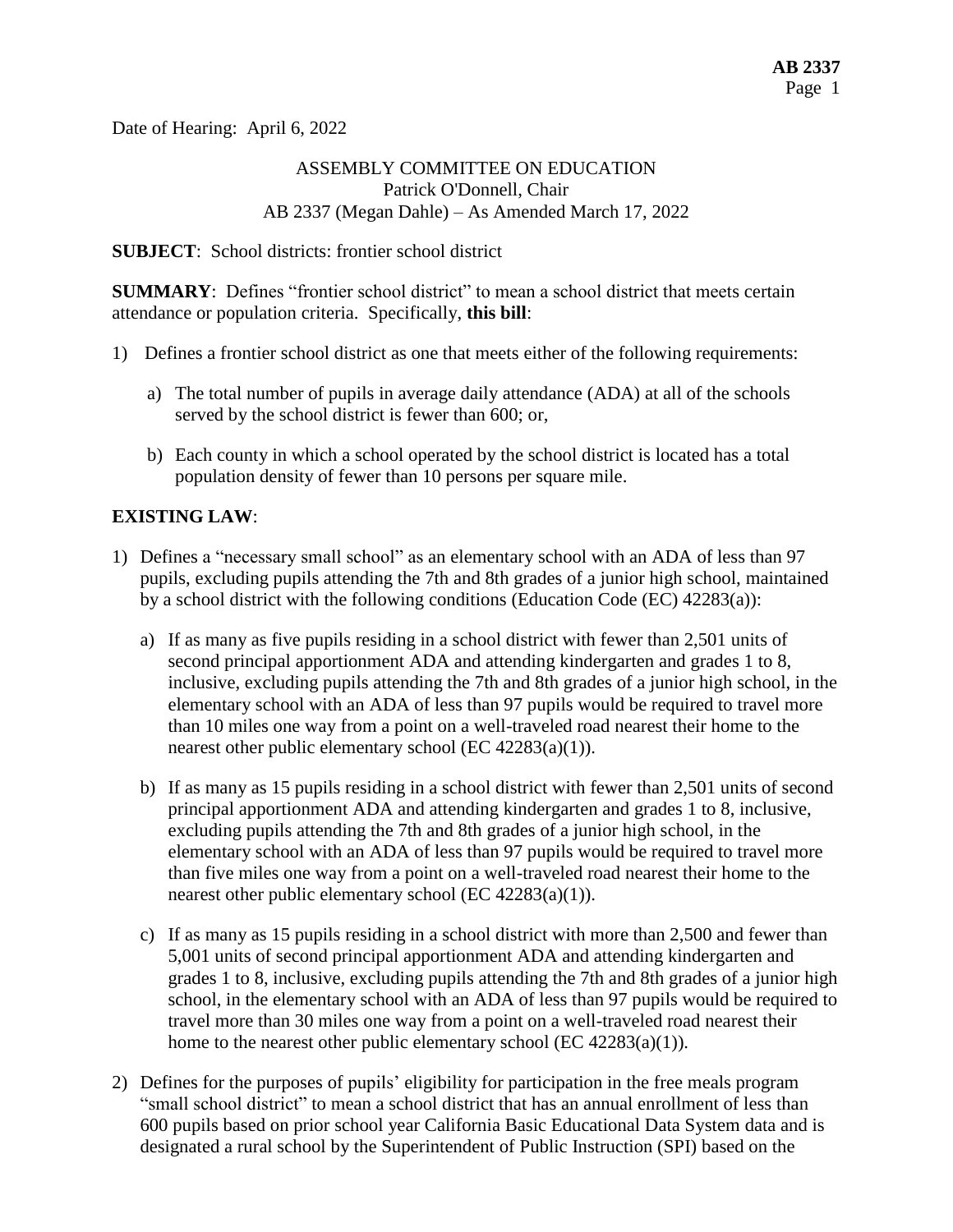Date of Hearing: April 6, 2022

ASSEMBLY COMMITTEE ON EDUCATION
Patrick O'Donnell, Chair
AB 2337 (Megan Dahle) – As Amended March 17, 2022

**SUBJECT**: School districts: frontier school district

**SUMMARY**: Defines "frontier school district" to mean a school district that meets certain attendance or population criteria. Specifically, **this bill**:

1) Defines a frontier school district as one that meets either of the following requirements:

   a) The total number of pupils in average daily attendance (ADA) at all of the schools served by the school district is fewer than 600; or,

   b) Each county in which a school operated by the school district is located has a total population density of fewer than 10 persons per square mile.

**EXISTING LAW**:

1) Defines a "necessary small school" as an elementary school with an ADA of less than 97 pupils, excluding pupils attending the 7th and 8th grades of a junior high school, maintained by a school district with the following conditions (Education Code (EC) 42283(a)):

   a) If as many as five pupils residing in a school district with fewer than 2,501 units of second principal apportionment ADA and attending kindergarten and grades 1 to 8, inclusive, excluding pupils attending the 7th and 8th grades of a junior high school, in the elementary school with an ADA of less than 97 pupils would be required to travel more than 10 miles one way from a point on a well-traveled road nearest their home to the nearest other public elementary school (EC 42283(a)(1)).

   b) If as many as 15 pupils residing in a school district with fewer than 2,501 units of second principal apportionment ADA and attending kindergarten and grades 1 to 8, inclusive, excluding pupils attending the 7th and 8th grades of a junior high school, in the elementary school with an ADA of less than 97 pupils would be required to travel more than five miles one way from a point on a well-traveled road nearest their home to the nearest other public elementary school (EC 42283(a)(1)).

   c) If as many as 15 pupils residing in a school district with more than 2,500 and fewer than 5,001 units of second principal apportionment ADA and attending kindergarten and grades 1 to 8, inclusive, excluding pupils attending the 7th and 8th grades of a junior high school, in the elementary school with an ADA of less than 97 pupils would be required to travel more than 30 miles one way from a point on a well-traveled road nearest their home to the nearest other public elementary school (EC 42283(a)(1)).

2) Defines for the purposes of pupils' eligibility for participation in the free meals program "small school district" to mean a school district that has an annual enrollment of less than 600 pupils based on prior school year California Basic Educational Data System data and is designated a rural school by the Superintendent of Public Instruction (SPI) based on the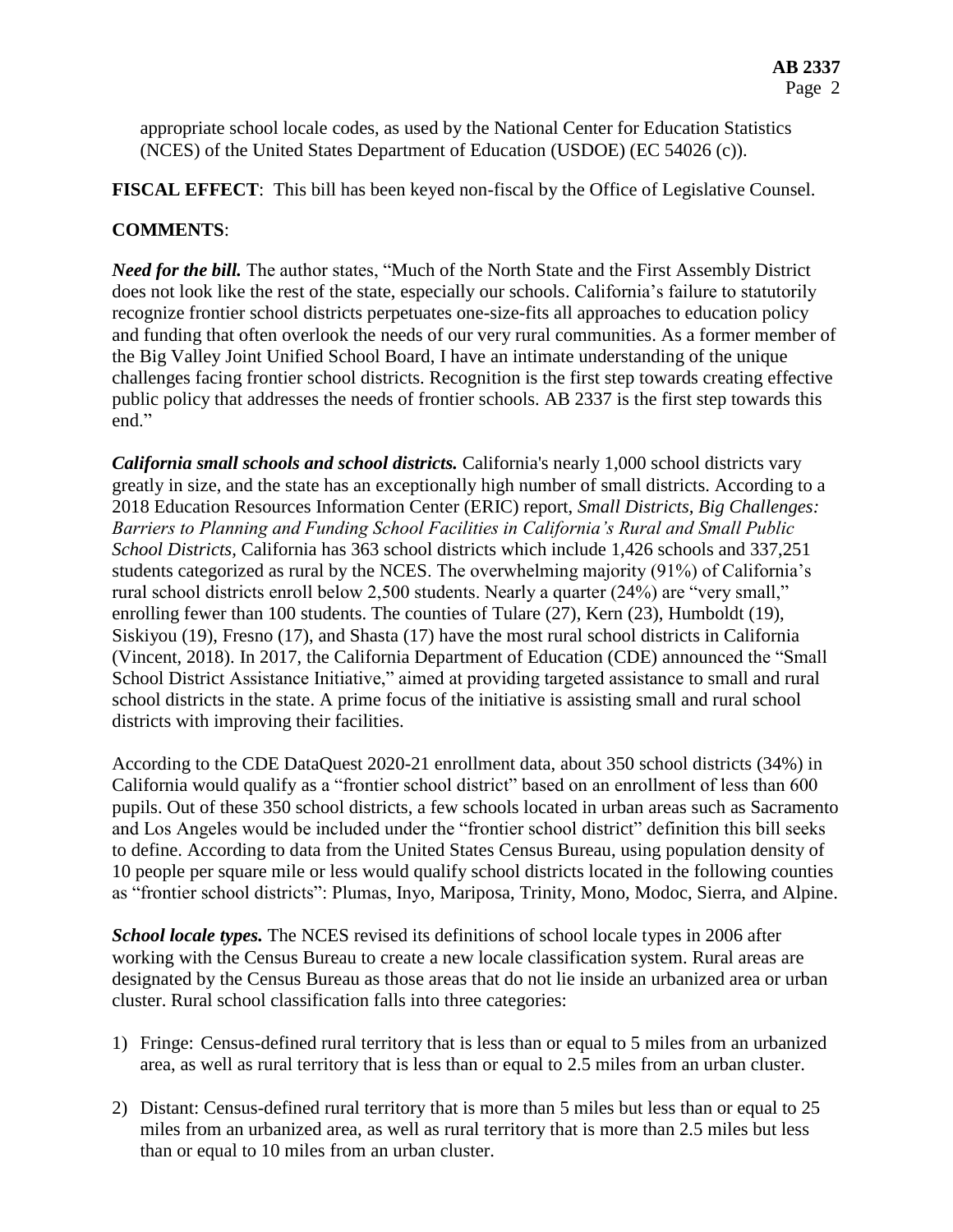appropriate school locale codes, as used by the National Center for Education Statistics (NCES) of the United States Department of Education (USDOE) (EC 54026 (c)).

**FISCAL EFFECT**: This bill has been keyed non-fiscal by the Office of Legislative Counsel.

**COMMENTS**:

***Need for the bill.*** The author states, "Much of the North State and the First Assembly District does not look like the rest of the state, especially our schools. California's failure to statutorily recognize frontier school districts perpetuates one-size-fits all approaches to education policy and funding that often overlook the needs of our very rural communities. As a former member of the Big Valley Joint Unified School Board, I have an intimate understanding of the unique challenges facing frontier school districts. Recognition is the first step towards creating effective public policy that addresses the needs of frontier schools. AB 2337 is the first step towards this end."

***California small schools and school districts.*** California's nearly 1,000 school districts vary greatly in size, and the state has an exceptionally high number of small districts. According to a 2018 Education Resources Information Center (ERIC) report, *Small Districts, Big Challenges: Barriers to Planning and Funding School Facilities in California's Rural and Small Public School Districts*, California has 363 school districts which include 1,426 schools and 337,251 students categorized as rural by the NCES. The overwhelming majority (91%) of California's rural school districts enroll below 2,500 students. Nearly a quarter (24%) are "very small," enrolling fewer than 100 students. The counties of Tulare (27), Kern (23), Humboldt (19), Siskiyou (19), Fresno (17), and Shasta (17) have the most rural school districts in California (Vincent, 2018). In 2017, the California Department of Education (CDE) announced the "Small School District Assistance Initiative," aimed at providing targeted assistance to small and rural school districts in the state. A prime focus of the initiative is assisting small and rural school districts with improving their facilities.

According to the CDE DataQuest 2020-21 enrollment data, about 350 school districts (34%) in California would qualify as a "frontier school district" based on an enrollment of less than 600 pupils. Out of these 350 school districts, a few schools located in urban areas such as Sacramento and Los Angeles would be included under the "frontier school district" definition this bill seeks to define. According to data from the United States Census Bureau, using population density of 10 people per square mile or less would qualify school districts located in the following counties as "frontier school districts": Plumas, Inyo, Mariposa, Trinity, Mono, Modoc, Sierra, and Alpine.

***School locale types.*** The NCES revised its definitions of school locale types in 2006 after working with the Census Bureau to create a new locale classification system. Rural areas are designated by the Census Bureau as those areas that do not lie inside an urbanized area or urban cluster. Rural school classification falls into three categories:

1) Fringe: Census-defined rural territory that is less than or equal to 5 miles from an urbanized area, as well as rural territory that is less than or equal to 2.5 miles from an urban cluster.

2) Distant: Census-defined rural territory that is more than 5 miles but less than or equal to 25 miles from an urbanized area, as well as rural territory that is more than 2.5 miles but less than or equal to 10 miles from an urban cluster.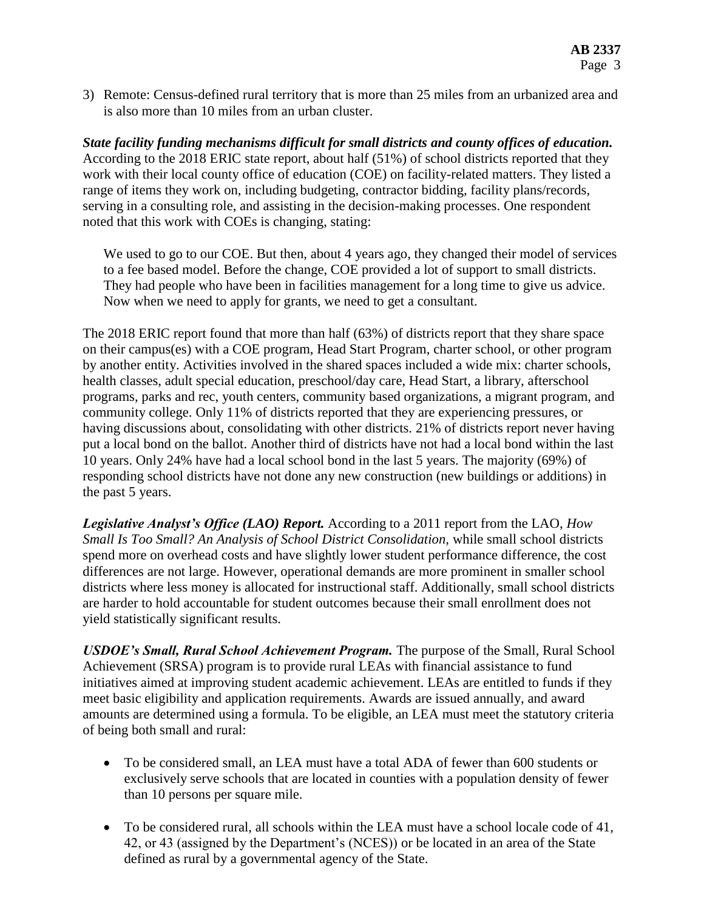3) Remote: Census-defined rural territory that is more than 25 miles from an urbanized area and is also more than 10 miles from an urban cluster.

***State facility funding mechanisms difficult for small districts and county offices of education.*** According to the 2018 ERIC state report, about half (51%) of school districts reported that they work with their local county office of education (COE) on facility-related matters. They listed a range of items they work on, including budgeting, contractor bidding, facility plans/records, serving in a consulting role, and assisting in the decision-making processes. One respondent noted that this work with COEs is changing, stating:

> We used to go to our COE. But then, about 4 years ago, they changed their model of services to a fee based model. Before the change, COE provided a lot of support to small districts. They had people who have been in facilities management for a long time to give us advice. Now when we need to apply for grants, we need to get a consultant.

The 2018 ERIC report found that more than half (63%) of districts report that they share space on their campus(es) with a COE program, Head Start Program, charter school, or other program by another entity. Activities involved in the shared spaces included a wide mix: charter schools, health classes, adult special education, preschool/day care, Head Start, a library, afterschool programs, parks and rec, youth centers, community based organizations, a migrant program, and community college. Only 11% of districts reported that they are experiencing pressures, or having discussions about, consolidating with other districts. 21% of districts report never having put a local bond on the ballot. Another third of districts have not had a local bond within the last 10 years. Only 24% have had a local school bond in the last 5 years. The majority (69%) of responding school districts have not done any new construction (new buildings or additions) in the past 5 years.

***Legislative Analyst's Office (LAO) Report.*** According to a 2011 report from the LAO, *How Small Is Too Small? An Analysis of School District Consolidation,* while small school districts spend more on overhead costs and have slightly lower student performance difference, the cost differences are not large. However, operational demands are more prominent in smaller school districts where less money is allocated for instructional staff. Additionally, small school districts are harder to hold accountable for student outcomes because their small enrollment does not yield statistically significant results.

***USDOE's Small, Rural School Achievement Program.*** The purpose of the Small, Rural School Achievement (SRSA) program is to provide rural LEAs with financial assistance to fund initiatives aimed at improving student academic achievement. LEAs are entitled to funds if they meet basic eligibility and application requirements. Awards are issued annually, and award amounts are determined using a formula. To be eligible, an LEA must meet the statutory criteria of being both small and rural:

- To be considered small, an LEA must have a total ADA of fewer than 600 students or exclusively serve schools that are located in counties with a population density of fewer than 10 persons per square mile.

- To be considered rural, all schools within the LEA must have a school locale code of 41, 42, or 43 (assigned by the Department's (NCES)) or be located in an area of the State defined as rural by a governmental agency of the State.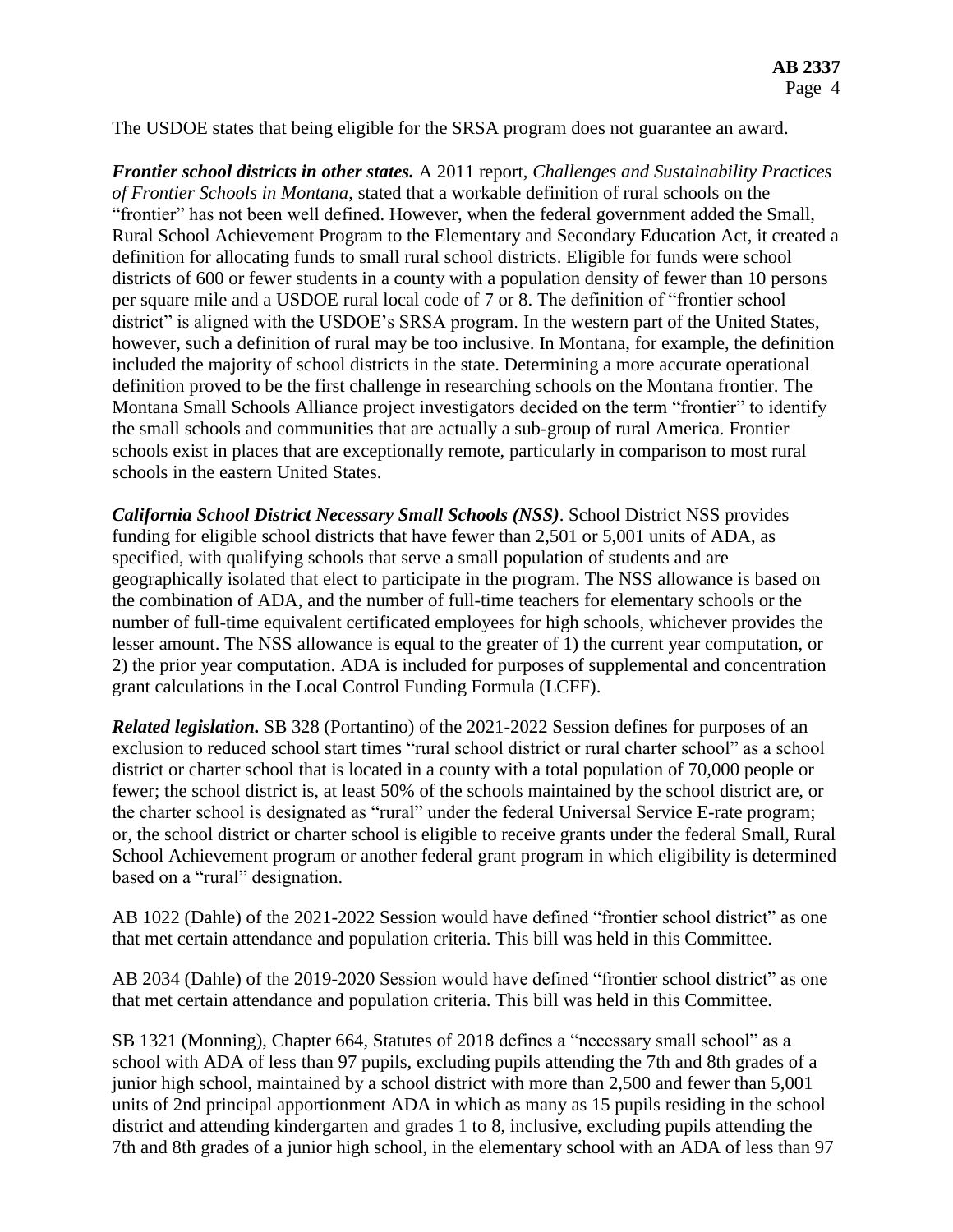The USDOE states that being eligible for the SRSA program does not guarantee an award.

***Frontier school districts in other states.*** A 2011 report, *Challenges and Sustainability Practices of Frontier Schools in Montana*, stated that a workable definition of rural schools on the "frontier" has not been well defined. However, when the federal government added the Small, Rural School Achievement Program to the Elementary and Secondary Education Act, it created a definition for allocating funds to small rural school districts. Eligible for funds were school districts of 600 or fewer students in a county with a population density of fewer than 10 persons per square mile and a USDOE rural local code of 7 or 8. The definition of "frontier school district" is aligned with the USDOE's SRSA program. In the western part of the United States, however, such a definition of rural may be too inclusive. In Montana, for example, the definition included the majority of school districts in the state. Determining a more accurate operational definition proved to be the first challenge in researching schools on the Montana frontier. The Montana Small Schools Alliance project investigators decided on the term "frontier" to identify the small schools and communities that are actually a sub-group of rural America. Frontier schools exist in places that are exceptionally remote, particularly in comparison to most rural schools in the eastern United States.

***California School District Necessary Small Schools (NSS)***. School District NSS provides funding for eligible school districts that have fewer than 2,501 or 5,001 units of ADA, as specified, with qualifying schools that serve a small population of students and are geographically isolated that elect to participate in the program. The NSS allowance is based on the combination of ADA, and the number of full-time teachers for elementary schools or the number of full-time equivalent certificated employees for high schools, whichever provides the lesser amount. The NSS allowance is equal to the greater of 1) the current year computation, or 2) the prior year computation. ADA is included for purposes of supplemental and concentration grant calculations in the Local Control Funding Formula (LCFF).

***Related legislation.*** SB 328 (Portantino) of the 2021-2022 Session defines for purposes of an exclusion to reduced school start times "rural school district or rural charter school" as a school district or charter school that is located in a county with a total population of 70,000 people or fewer; the school district is, at least 50% of the schools maintained by the school district are, or the charter school is designated as "rural" under the federal Universal Service E-rate program; or, the school district or charter school is eligible to receive grants under the federal Small, Rural School Achievement program or another federal grant program in which eligibility is determined based on a "rural" designation.

AB 1022 (Dahle) of the 2021-2022 Session would have defined "frontier school district" as one that met certain attendance and population criteria. This bill was held in this Committee.

AB 2034 (Dahle) of the 2019-2020 Session would have defined "frontier school district" as one that met certain attendance and population criteria. This bill was held in this Committee.

SB 1321 (Monning), Chapter 664, Statutes of 2018 defines a "necessary small school" as a school with ADA of less than 97 pupils, excluding pupils attending the 7th and 8th grades of a junior high school, maintained by a school district with more than 2,500 and fewer than 5,001 units of 2nd principal apportionment ADA in which as many as 15 pupils residing in the school district and attending kindergarten and grades 1 to 8, inclusive, excluding pupils attending the 7th and 8th grades of a junior high school, in the elementary school with an ADA of less than 97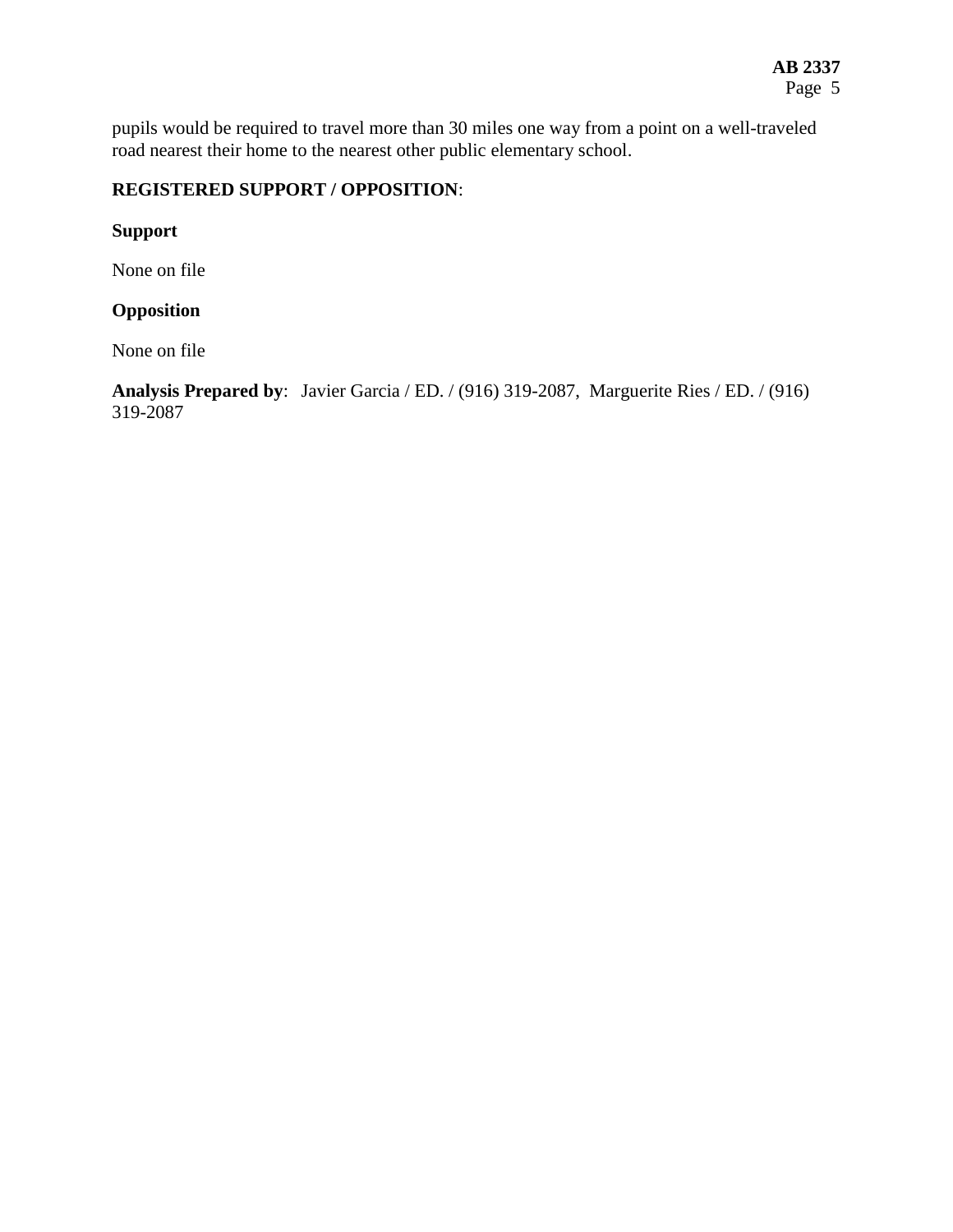pupils would be required to travel more than 30 miles one way from a point on a well-traveled road nearest their home to the nearest other public elementary school.

**REGISTERED SUPPORT / OPPOSITION**:

**Support**

None on file

**Opposition**

None on file

**Analysis Prepared by**: Javier Garcia / ED. / (916) 319-2087, Marguerite Ries / ED. / (916) 319-2087